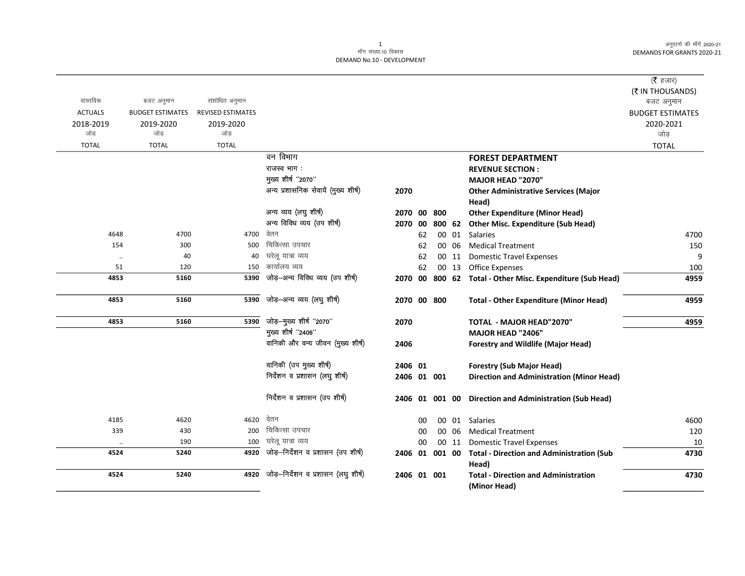मॉंग संख्या.10 विकास
DEMAND No.10 - DEVELOPMENT

अनुदानों की माँगें 2020-21
DEMANDS FOR GRANTS 2020-21

(₹ हजार)
(₹ IN THOUSANDS)

| वास्तविक ACTUALS 2018-2019 जोड़ TOTAL | बजट अनुमान BUDGET ESTIMATES 2019-2020 जोड़ TOTAL | संशोधित अनुमान REVISED ESTIMATES 2019-2020 जोड़ TOTAL | | | | | | | बजट अनुमान BUDGET ESTIMATES 2020-2021 जोड़ TOTAL |
|---|---|---|---|---|---|---|---|---|---|
| | | | वन विभाग | | | | | **FOREST DEPARTMENT** | |
| | | | राजस्व भाग : | | | | | **REVENUE SECTION :** | |
| | | | मुख्य शीर्ष "2070" | | | | | **MAJOR HEAD "2070"** | |
| | | | अन्य प्रशासनिक सेवायें (मुख्य शीर्ष) | **2070** | | | | **Other Administrative Services (Major Head)** | |
| | | | अन्य व्यय (लघु शीर्ष) | **2070** | **00** | **800** | | **Other Expenditure (Minor Head)** | |
| | | | अन्य विविध व्यय (उप शीर्ष) | **2070** | **00** | **800** | **62** | **Other Misc. Expenditure (Sub Head)** | |
| 4648 | 4700 | 4700 | वेतन | | 62 | 00 | 01 | Salaries | 4700 |
| 154 | 300 | 500 | चिकित्सा उपचार | | 62 | 00 | 06 | Medical Treatment | 150 |
| .. | 40 | 40 | घरेलू यात्रा व्यय | | 62 | 00 | 11 | Domestic Travel Expenses | 9 |
| 51 | 120 | 150 | कार्यालय व्यय | | 62 | 00 | 13 | Office Expenses | 100 |
| **4853** | **5160** | **5390** | जोड़–अन्य विविध व्यय (उप शीर्ष) | **2070** | **00** | **800** | **62** | **Total - Other Misc. Expenditure (Sub Head)** | **4959** |
| **4853** | **5160** | **5390** | जोड़–अन्य व्यय (लघु शीर्ष) | **2070** | **00** | **800** | | **Total - Other Expenditure (Minor Head)** | **4959** |
| **4853** | **5160** | **5390** | जोड़–मुख्य शीर्ष "2070" | **2070** | | | | **TOTAL - MAJOR HEAD"2070"** | **4959** |
| | | | मुख्य शीर्ष "2406" | | | | | **MAJOR HEAD "2406"** | |
| | | | वानिकी और वन्य जीवन (मुख्य शीर्ष) | **2406** | | | | **Forestry and Wildlife (Major Head)** | |
| | | | वानिकी (उप मुख्य शीर्ष) | **2406** | **01** | | | **Forestry (Sub Major Head)** | |
| | | | निर्देशन व प्रशासन (लघु शीर्ष) | **2406** | **01** | **001** | | **Direction and Administration (Minor Head)** | |
| | | | निर्देशन व प्रशासन (उप शीर्ष) | **2406** | **01** | **001** | **00** | **Direction and Administration (Sub Head)** | |
| 4185 | 4620 | 4620 | वेतन | | 00 | 00 | 01 | Salaries | 4600 |
| 339 | 430 | 200 | चिकित्सा उपचार | | 00 | 00 | 06 | Medical Treatment | 120 |
| .. | 190 | 100 | घरेलू यात्रा व्यय | | 00 | 00 | 11 | Domestic Travel Expenses | 10 |
| **4524** | **5240** | **4920** | जोड़–निर्देशन व प्रशासन (उप शीर्ष) | **2406** | **01** | **001** | **00** | **Total - Direction and Administration (Sub Head)** | **4730** |
| **4524** | **5240** | **4920** | जोड़–निर्देशन व प्रशासन (लघु शीर्ष) | **2406** | **01** | **001** | | **Total - Direction and Administration (Minor Head)** | **4730** |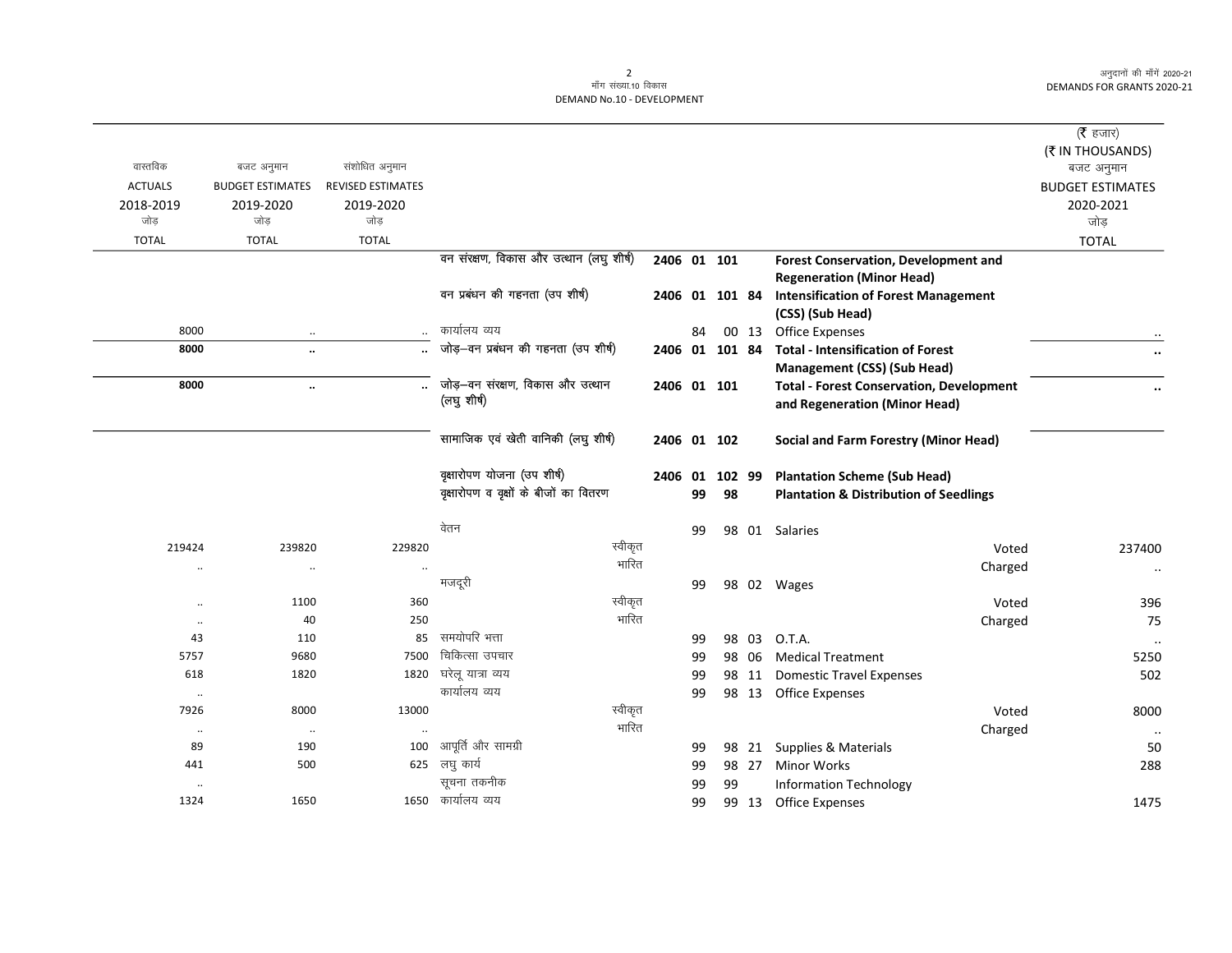माँग संख्या.10 विकास
DEMAND No.10 - DEVELOPMENT

(₹ हजार)
(₹ IN THOUSANDS)

| वास्तविक ACTUALS 2018-2019 जोड़ TOTAL | बजट अनुमान BUDGET ESTIMATES 2019-2020 जोड़ TOTAL | संशोधित अनुमान REVISED ESTIMATES 2019-2020 जोड़ TOTAL | | | | | | | | बजट अनुमान BUDGET ESTIMATES 2020-2021 जोड़ TOTAL |
|---|---|---|---|---|---|---|---|---|---|---|
| | | | वन संरक्षण, विकास और उत्थान (लघु शीर्ष) | 2406 | 01 | 101 | | | Forest Conservation, Development and Regeneration (Minor Head) | |
| | | | वन प्रबंधन की गहनता (उप शीर्ष) | 2406 | 01 | 101 | 84 | | Intensification of Forest Management (CSS) (Sub Head) | |
| 8000 | .. | .. | कार्यालय व्यय | | | 84 | 00 | 13 | Office Expenses | .. |
| **8000** | **..** | **..** | जोड़–वन प्रबंधन की गहनता (उप शीर्ष) | 2406 | 01 | 101 | 84 | | **Total - Intensification of Forest Management (CSS) (Sub Head)** | **..** |
| **8000** | **..** | **..** | जोड़–वन संरक्षण, विकास और उत्थान (लघु शीर्ष) | 2406 | 01 | 101 | | | **Total - Forest Conservation, Development and Regeneration (Minor Head)** | **..** |
| | | | सामाजिक एवं खेती वानिकी (लघु शीर्ष) | 2406 | 01 | 102 | | | **Social and Farm Forestry (Minor Head)** | |
| | | | वृक्षारोपण योजना (उप शीर्ष) | 2406 | 01 | 102 | 99 | | **Plantation Scheme (Sub Head)** | |
| | | | वृक्षारोपण व वृक्षों के बीजों का वितरण | | | 99 | 98 | | **Plantation & Distribution of Seedlings** | |
| | | | वेतन | | | 99 | 98 | 01 | Salaries | |
| 219424 | 239820 | 229820 | स्वीकृत | | | | | | Voted | 237400 |
| .. | .. | .. | भारित | | | | | | Charged | .. |
| | | | मजदूरी | | | 99 | 98 | 02 | Wages | |
| .. | 1100 | 360 | स्वीकृत | | | | | | Voted | 396 |
| .. | 40 | 250 | भारित | | | | | | Charged | 75 |
| 43 | 110 | 85 | समयोपरि भत्ता | | | 99 | 98 | 03 | O.T.A. | .. |
| 5757 | 9680 | 7500 | चिकित्सा उपचार | | | 99 | 98 | 06 | Medical Treatment | 5250 |
| 618 | 1820 | 1820 | घरेलू यात्रा व्यय | | | 99 | 98 | 11 | Domestic Travel Expenses | 502 |
| .. | | | कार्यालय व्यय | | | 99 | 98 | 13 | Office Expenses | |
| 7926 | 8000 | 13000 | स्वीकृत | | | | | | Voted | 8000 |
| .. | .. | .. | भारित | | | | | | Charged | .. |
| 89 | 190 | 100 | आपूर्ति और सामग्री | | | 99 | 98 | 21 | Supplies & Materials | 50 |
| 441 | 500 | 625 | लघु कार्य | | | 99 | 98 | 27 | Minor Works | 288 |
| .. | | | सूचना तकनीक | | | 99 | 99 | | Information Technology | |
| 1324 | 1650 | 1650 | कार्यालय व्यय | | | 99 | 99 | 13 | Office Expenses | 1475 |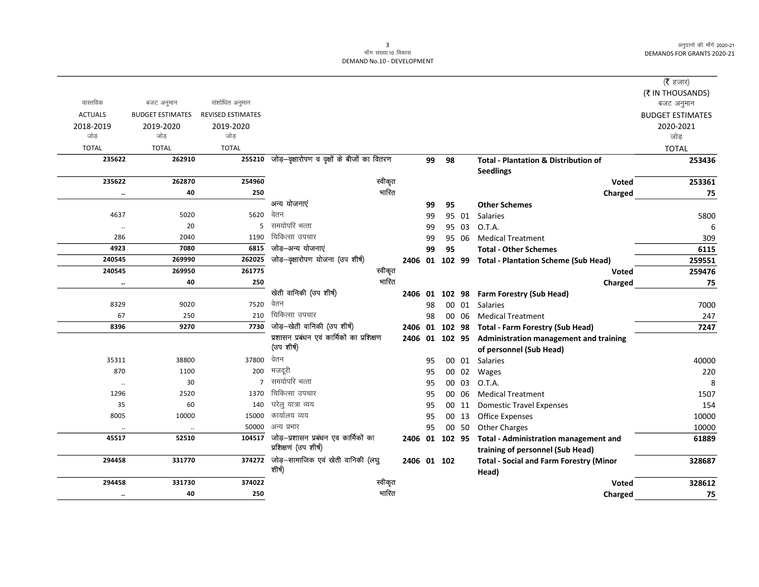मॉंग संख्या.10 विकास
DEMAND No.10 - DEVELOPMENT

| वास्तविक ACTUALS 2018-2019 जोड़ TOTAL | बजट अनुमान BUDGET ESTIMATES 2019-2020 जोड़ TOTAL | संशोधित अनुमान REVISED ESTIMATES 2019-2020 जोड़ TOTAL | | | | | | | (₹ हजार) (₹ IN THOUSANDS) बजट अनुमान BUDGET ESTIMATES 2020-2021 जोड़ TOTAL |
|---|---|---|---|---|---|---|---|---|---|
| **235622** | **262910** | **255210** | जोड़–वृक्षारोपण व वृक्षों के बीजों का वितरण | | 99 | 98 | | **Total - Plantation & Distribution of Seedlings** | **253436** |
| **235622** | **262870** | **254960** | स्वीकृत | | | | | **Voted** | **253361** |
| **..** | **40** | **250** | भारित | | | | | **Charged** | **75** |
| | | | अन्य योजनाएं | | 99 | 95 | | **Other Schemes** | |
| 4637 | 5020 | 5620 | वेतन | | 99 | 95 | 01 | Salaries | 5800 |
| .. | 20 | 5 | समयोपरि भत्ता | | 99 | 95 | 03 | O.T.A. | 6 |
| 286 | 2040 | 1190 | चिकित्सा उपचार | | 99 | 95 | 06 | Medical Treatment | 309 |
| **4923** | **7080** | **6815** | जोड़–अन्य योजनाएं | | 99 | 95 | | **Total - Other Schemes** | **6115** |
| **240545** | **269990** | **262025** | जोड़–वृक्षारोपण योजना (उप शीर्ष) | 2406 01 | 102 | 99 | | **Total - Plantation Scheme (Sub Head)** | **259551** |
| **240545** | **269950** | **261775** | स्वीकृत | | | | | **Voted** | **259476** |
| **..** | **40** | **250** | भारित | | | | | **Charged** | **75** |
| | | | खेती वानिकी (उप शीर्ष) | 2406 01 | 102 | 98 | | **Farm Forestry (Sub Head)** | |
| 8329 | 9020 | 7520 | वेतन | | 98 | 00 | 01 | Salaries | 7000 |
| 67 | 250 | 210 | चिकित्सा उपचार | | 98 | 00 | 06 | Medical Treatment | 247 |
| **8396** | **9270** | **7730** | जोड़–खेती वानिकी (उप शीर्ष) | 2406 01 | 102 | 98 | | **Total - Farm Forestry (Sub Head)** | **7247** |
| | | | प्रशासन प्रबंधन एवं कार्मिकों का प्रशिक्षण (उप शीर्ष) | 2406 01 | 102 | 95 | | **Administration management and training of personnel (Sub Head)** | |
| 35311 | 38800 | 37800 | वेतन | | 95 | 00 | 01 | Salaries | 40000 |
| 870 | 1100 | 200 | मजदूरी | | 95 | 00 | 02 | Wages | 220 |
| .. | 30 | 7 | समयोपरि भत्ता | | 95 | 00 | 03 | O.T.A. | 8 |
| 1296 | 2520 | 1370 | चिकित्सा उपचार | | 95 | 00 | 06 | Medical Treatment | 1507 |
| 35 | 60 | 140 | घरेलु यात्रा व्यय | | 95 | 00 | 11 | Domestic Travel Expenses | 154 |
| 8005 | 10000 | 15000 | कार्यालय व्यय | | 95 | 00 | 13 | Office Expenses | 10000 |
| .. | .. | 50000 | अन्य प्रभार | | 95 | 00 | 50 | Other Charges | 10000 |
| **45517** | **52510** | **104517** | जोड़–प्रशासन प्रबंधन एव कार्मिकों का प्रशिक्षणं (उप शीर्ष) | 2406 01 | 102 | 95 | | **Total - Administration management and training of personnel (Sub Head)** | **61889** |
| **294458** | **331770** | **374272** | जोड़–सामाजिक एवं खेती वानिकी (लघु शीर्ष) | 2406 01 | 102 | | | **Total - Social and Farm Forestry (Minor Head)** | **328687** |
| **294458** | **331730** | **374022** | स्वीकृत | | | | | **Voted** | **328612** |
| **..** | **40** | **250** | भारित | | | | | **Charged** | **75** |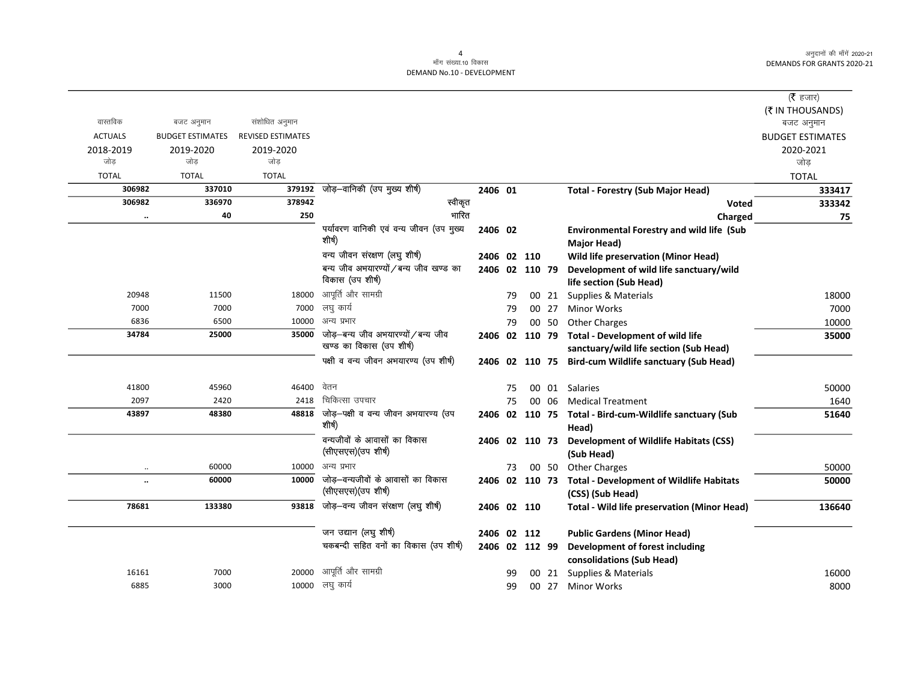| वास्तविक ACTUALS 2018-2019 जोड़ TOTAL | बजट अनुमान BUDGET ESTIMATES 2019-2020 जोड़ TOTAL | संशोधित अनुमान REVISED ESTIMATES 2019-2020 जोड़ TOTAL | | | | | | | (₹ हजार) (₹ IN THOUSANDS) बजट अनुमान BUDGET ESTIMATES 2020-2021 जोड़ TOTAL |
|---|---|---|---|---|---|---|---|---|---|
| **306982** | **337010** | **379192** | जोड़–वानिकी (उप मुख्य शीर्ष) | **2406** | **01** | | | **Total - Forestry (Sub Major Head)** | **333417** |
| **306982** | **336970** | **378942** | स्वीकृत | | | | | **Voted** | **333342** |
| **..** | **40** | **250** | भारित | | | | | **Charged** | **75** |
| | | | पर्यावरण वानिकी एवं वन्य जीवन (उप मुख्य शीर्ष) | **2406** | **02** | | | **Environmental Forestry and wild life (Sub Major Head)** | |
| | | | वन्य जीवन संरक्षण (लघु शीर्ष) | **2406** | **02** | **110** | | **Wild life preservation (Minor Head)** | |
| | | | बन्य जीव अभयारण्यों / बन्य जीव खण्ड का विकास (उप शीर्ष) | **2406** | **02** | **110** | **79** | **Development of wild life sanctuary/wild life section (Sub Head)** | |
| 20948 | 11500 | 18000 | आपूर्ति और सामग्री | | 79 | 00 | 21 | Supplies & Materials | 18000 |
| 7000 | 7000 | 7000 | लघु कार्य | | 79 | 00 | 27 | Minor Works | 7000 |
| 6836 | 6500 | 10000 | अन्य प्रभार | | 79 | 00 | 50 | Other Charges | 10000 |
| **34784** | **25000** | **35000** | जोड़–बन्य जीव अभयारण्यों / बन्य जीव खण्ड का विकास (उप शीर्ष) | **2406** | **02** | **110** | **79** | **Total - Development of wild life sanctuary/wild life section (Sub Head)** | **35000** |
| | | | पक्षी व वन्य जीवन अभयारण्य (उप शीर्ष) | **2406** | **02** | **110** | **75** | **Bird-cum Wildlife sanctuary (Sub Head)** | |
| 41800 | 45960 | 46400 | वेतन | | 75 | 00 | 01 | Salaries | 50000 |
| 2097 | 2420 | 2418 | चिकित्सा उपचार | | 75 | 00 | 06 | Medical Treatment | 1640 |
| **43897** | **48380** | **48818** | जोड़–पक्षी व वन्य जीवन अभयारण्य (उप शीर्ष) | **2406** | **02** | **110** | **75** | **Total - Bird-cum-Wildlife sanctuary (Sub Head)** | **51640** |
| | | | वन्यजीवों के आवासों का विकास (सीएसएस)(उप शीर्ष) | **2406** | **02** | **110** | **73** | **Development of Wildlife Habitats (CSS) (Sub Head)** | |
| .. | 60000 | 10000 | अन्य प्रभार | | 73 | 00 | 50 | Other Charges | 50000 |
| **..** | **60000** | **10000** | जोड़–वन्यजीवों के आवासों का विकास (सीएसएस)(उप शीर्ष) | **2406** | **02** | **110** | **73** | **Total - Development of Wildlife Habitats (CSS) (Sub Head)** | **50000** |
| **78681** | **133380** | **93818** | जोड़–वन्य जीवन संरक्षण (लघु शीर्ष) | **2406** | **02** | **110** | | **Total - Wild life preservation (Minor Head)** | **136640** |
| | | | जन उद्यान (लघु शीर्ष) | **2406** | **02** | **112** | | **Public Gardens (Minor Head)** | |
| | | | चकबन्दी सहित वनों का विकास (उप शीर्ष) | **2406** | **02** | **112** | **99** | **Development of forest including consolidations (Sub Head)** | |
| 16161 | 7000 | 20000 | आपूर्ति और सामग्री | | 99 | 00 | 21 | Supplies & Materials | 16000 |
| 6885 | 3000 | 10000 | लघु कार्य | | 99 | 00 | 27 | Minor Works | 8000 |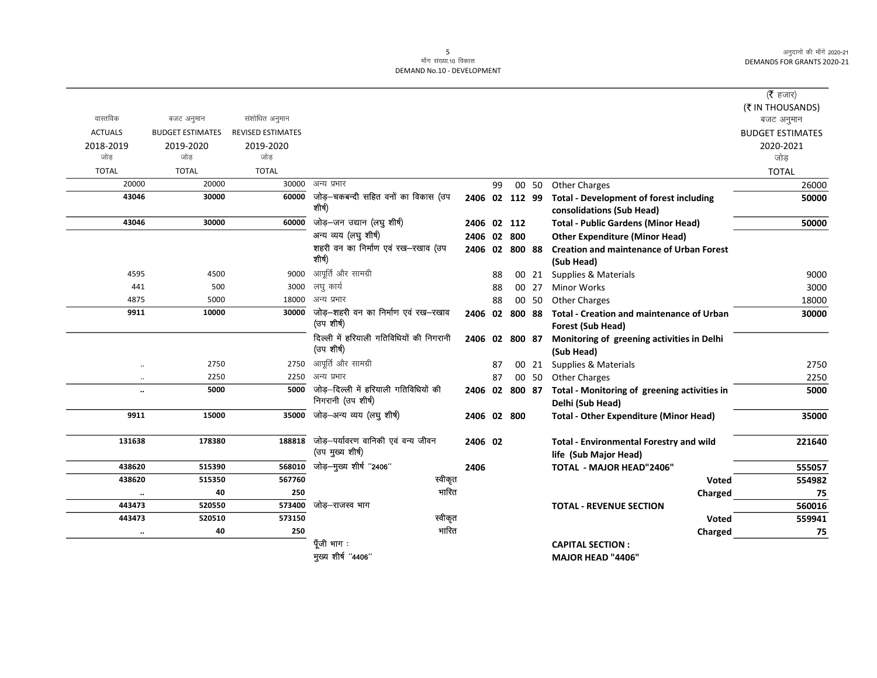मॉंग संख्या.10 विकास
DEMAND No.10 - DEVELOPMENT

| वास्तविक ACTUALS 2018-2019 जोड़ TOTAL | बजट अनुमान BUDGET ESTIMATES 2019-2020 जोड़ TOTAL | संशोधित अनुमान REVISED ESTIMATES 2019-2020 जोड़ TOTAL | | | | | | | (₹ हजार) (₹ IN THOUSANDS) बजट अनुमान BUDGET ESTIMATES 2020-2021 जोड़ TOTAL |
|---|---|---|---|---|---|---|---|---|---|
| 20000 | 20000 | 30000 | अन्य प्रभार | | 99 | 00 | 50 | Other Charges | 26000 |
| **43046** | **30000** | **60000** | जोड़–चकबन्दी सहित वनों का विकास (उप शीर्ष) | **2406** | **02** | **112** | **99** | **Total - Development of forest including consolidations (Sub Head)** | **50000** |
| **43046** | **30000** | **60000** | जोड़–जन उद्यान (लघु शीर्ष) | **2406** | **02** | **112** | | **Total - Public Gardens (Minor Head)** | **50000** |
| | | | अन्य व्यय (लघु शीर्ष) | **2406** | **02** | **800** | | **Other Expenditure (Minor Head)** | |
| | | | शहरी वन का निर्माण एवं रख–रखाव (उप शीर्ष) | **2406** | **02** | **800** | **88** | **Creation and maintenance of Urban Forest (Sub Head)** | |
| 4595 | 4500 | 9000 | आपूर्ति और सामग्री | | 88 | 00 | 21 | Supplies & Materials | 9000 |
| 441 | 500 | 3000 | लघु कार्य | | 88 | 00 | 27 | Minor Works | 3000 |
| 4875 | 5000 | 18000 | अन्य प्रभार | | 88 | 00 | 50 | Other Charges | 18000 |
| **9911** | **10000** | **30000** | जोड़–शहरी वन का निर्माण एवं रख–रखाव (उप शीर्ष) | **2406** | **02** | **800** | **88** | **Total - Creation and maintenance of Urban Forest (Sub Head)** | **30000** |
| | | | दिल्ली में हरियाली गतिविधियों की निगरानी (उप शीर्ष) | **2406** | **02** | **800** | **87** | **Monitoring of greening activities in Delhi (Sub Head)** | |
| .. | 2750 | 2750 | आपूर्ति और सामग्री | | 87 | 00 | 21 | Supplies & Materials | 2750 |
| .. | 2250 | 2250 | अन्य प्रभार | | 87 | 00 | 50 | Other Charges | 2250 |
| **..** | **5000** | **5000** | जोड़–दिल्ली में हरियाली गतिविधियों की निगरानी (उप शीर्ष) | **2406** | **02** | **800** | **87** | **Total - Monitoring of greening activities in Delhi (Sub Head)** | **5000** |
| **9911** | **15000** | **35000** | जोड़–अन्य व्यय (लघु शीर्ष) | **2406** | **02** | **800** | | **Total - Other Expenditure (Minor Head)** | **35000** |
| **131638** | **178380** | **188818** | जोड़–पर्यावरण वानिकी एवं वन्य जीवन (उप मुख्य शीर्ष) | **2406** | **02** | | | **Total - Environmental Forestry and wild life (Sub Major Head)** | **221640** |
| **438620** | **515390** | **568010** | जोड़–मुख्य शीर्ष ''2406'' | **2406** | | | | **TOTAL - MAJOR HEAD"2406"** | **555057** |
| **438620** | **515350** | **567760** | स्वीकृत | | | | | **Voted** | **554982** |
| **..** | **40** | **250** | भारित | | | | | **Charged** | **75** |
| **443473** | **520550** | **573400** | जोड़–राजस्व भाग | | | | | **TOTAL - REVENUE SECTION** | **560016** |
| **443473** | **520510** | **573150** | स्वीकृत | | | | | **Voted** | **559941** |
| **..** | **40** | **250** | भारित | | | | | **Charged** | **75** |
| | | | पूँजी भाग : | | | | | **CAPITAL SECTION :** | |
| | | | मुख्य शीर्ष ''4406'' | | | | | **MAJOR HEAD "4406"** | |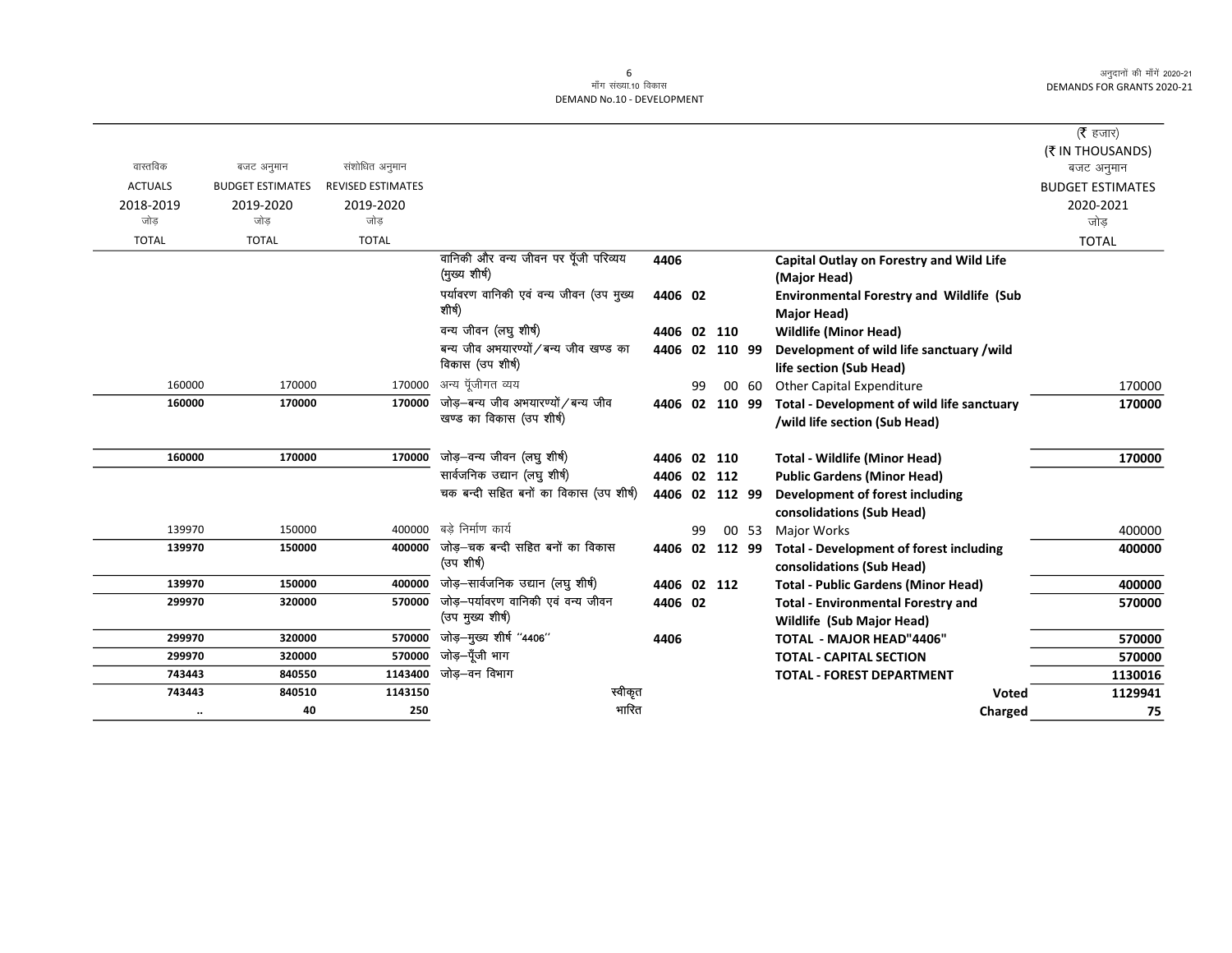| वास्तविक ACTUALS 2018-2019 जोड़ TOTAL | बजट अनुमान BUDGET ESTIMATES 2019-2020 जोड़ TOTAL | संशोधित अनुमान REVISED ESTIMATES 2019-2020 जोड़ TOTAL | | | | | | | (₹ हजार) (₹ IN THOUSANDS) बजट अनुमान BUDGET ESTIMATES 2020-2021 जोड़ TOTAL |
|---|---|---|---|---|---|---|---|---|---|
| | | | वानिकी और वन्य जीवन पर पूँजी परिव्यय (मुख्य शीर्ष) | 4406 | | | | **Capital Outlay on Forestry and Wild Life (Major Head)** | |
| | | | पर्यावरण वानिकी एवं वन्य जीवन (उप मुख्य शीर्ष) | 4406 02 | | | | **Environmental Forestry and Wildlife (Sub Major Head)** | |
| | | | वन्य जीवन (लघु शीर्ष) | 4406 02 110 | | | | **Wildlife (Minor Head)** | |
| | | | बन्य जीव अभयारण्यों / बन्य जीव खण्ड का विकास (उप शीर्ष) | 4406 02 110 99 | | | | **Development of wild life sanctuary /wild life section (Sub Head)** | |
| 160000 | 170000 | 170000 | अन्य पूँजीगत व्यय | | 99 | 00 | 60 | Other Capital Expenditure | 170000 |
| **160000** | **170000** | **170000** | जोड़–बन्य जीव अभयारण्यों / बन्य जीव खण्ड का विकास (उप शीर्ष) | 4406 02 110 99 | | | | **Total - Development of wild life sanctuary /wild life section (Sub Head)** | **170000** |
| **160000** | **170000** | **170000** | जोड़–वन्य जीवन (लघु शीर्ष) | 4406 02 110 | | | | **Total - Wildlife (Minor Head)** | **170000** |
| | | | सार्वजनिक उद्यान (लघु शीर्ष) | 4406 02 112 | | | | **Public Gardens (Minor Head)** | |
| | | | चक बन्दी सहित बनों का विकास (उप शीर्ष) | 4406 02 112 99 | | | | **Development of forest including consolidations (Sub Head)** | |
| 139970 | 150000 | 400000 | बड़े निर्माण कार्य | | 99 | 00 | 53 | Major Works | 400000 |
| **139970** | **150000** | **400000** | जोड़–चक बन्दी सहित बनों का विकास (उप शीर्ष) | 4406 02 112 99 | | | | **Total - Development of forest including consolidations (Sub Head)** | **400000** |
| **139970** | **150000** | **400000** | जोड़–सार्वजनिक उद्यान (लघु शीर्ष) | 4406 02 112 | | | | **Total - Public Gardens (Minor Head)** | **400000** |
| **299970** | **320000** | **570000** | जोड़–पर्यावरण वानिकी एवं वन्य जीवन (उप मुख्य शीर्ष) | 4406 02 | | | | **Total - Environmental Forestry and Wildlife (Sub Major Head)** | **570000** |
| **299970** | **320000** | **570000** | जोड़–मुख्य शीर्ष ''4406'' | 4406 | | | | **TOTAL - MAJOR HEAD"4406"** | **570000** |
| **299970** | **320000** | **570000** | जोड़–पूँजी भाग | | | | | **TOTAL - CAPITAL SECTION** | **570000** |
| **743443** | **840550** | **1143400** | जोड़–वन विभाग | | | | | **TOTAL - FOREST DEPARTMENT** | **1130016** |
| **743443** | **840510** | **1143150** | स्वीकृत | | | | | **Voted** | **1129941** |
| .. | **40** | **250** | भारित | | | | | **Charged** | **75** |